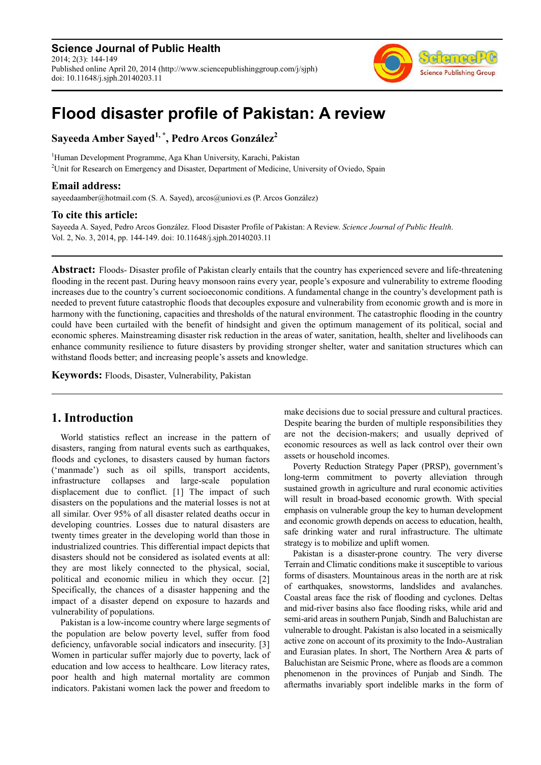# Flood disaster profile of Pakistan: A review

**Sayeeda Amber Sayed[1, *], Pedro Arcos González[2]**

[1]Human Development Programme, Aga Khan University, Karachi, Pakistan
[2]Unit for Research on Emergency and Disaster, Department of Medicine, University of Oviedo, Spain

## Email address:

sayeedaamber@hotmail.com (S. A. Sayed), arcos@uniovi.es (P. Arcos González)

## To cite this article:

Sayeeda A. Sayed, Pedro Arcos González. Flood Disaster Profile of Pakistan: A Review. *Science Journal of Public Health*. Vol. 2, No. 3, 2014, pp. 144-149. doi: 10.11648/j.sjph.20140203.11

**Abstract:** Floods- Disaster profile of Pakistan clearly entails that the country has experienced severe and life-threatening flooding in the recent past. During heavy monsoon rains every year, people's exposure and vulnerability to extreme flooding increases due to the country's current socioeconomic conditions. A fundamental change in the country's development path is needed to prevent future catastrophic floods that decouples exposure and vulnerability from economic growth and is more in harmony with the functioning, capacities and thresholds of the natural environment. The catastrophic flooding in the country could have been curtailed with the benefit of hindsight and given the optimum management of its political, social and economic spheres. Mainstreaming disaster risk reduction in the areas of water, sanitation, health, shelter and livelihoods can enhance community resilience to future disasters by providing stronger shelter, water and sanitation structures which can withstand floods better; and increasing people's assets and knowledge.

**Keywords:** Floods, Disaster, Vulnerability, Pakistan

## 1. Introduction

World statistics reflect an increase in the pattern of disasters, ranging from natural events such as earthquakes, floods and cyclones, to disasters caused by human factors ('manmade') such as oil spills, transport accidents, infrastructure collapses and large-scale population displacement due to conflict. [1] The impact of such disasters on the populations and the material losses is not at all similar. Over 95% of all disaster related deaths occur in developing countries. Losses due to natural disasters are twenty times greater in the developing world than those in industrialized countries. This differential impact depicts that disasters should not be considered as isolated events at all: they are most likely connected to the physical, social, political and economic milieu in which they occur. [2] Specifically, the chances of a disaster happening and the impact of a disaster depend on exposure to hazards and vulnerability of populations.

Pakistan is a low-income country where large segments of the population are below poverty level, suffer from food deficiency, unfavorable social indicators and insecurity. [3] Women in particular suffer majorly due to poverty, lack of education and low access to healthcare. Low literacy rates, poor health and high maternal mortality are common indicators. Pakistani women lack the power and freedom to make decisions due to social pressure and cultural practices. Despite bearing the burden of multiple responsibilities they are not the decision-makers; and usually deprived of economic resources as well as lack control over their own assets or household incomes.

Poverty Reduction Strategy Paper (PRSP), government's long-term commitment to poverty alleviation through sustained growth in agriculture and rural economic activities will result in broad-based economic growth. With special emphasis on vulnerable group the key to human development and economic growth depends on access to education, health, safe drinking water and rural infrastructure. The ultimate strategy is to mobilize and uplift women.

Pakistan is a disaster-prone country. The very diverse Terrain and Climatic conditions make it susceptible to various forms of disasters. Mountainous areas in the north are at risk of earthquakes, snowstorms, landslides and avalanches. Coastal areas face the risk of flooding and cyclones. Deltas and mid-river basins also face flooding risks, while arid and semi-arid areas in southern Punjab, Sindh and Baluchistan are vulnerable to drought. Pakistan is also located in a seismically active zone on account of its proximity to the Indo-Australian and Eurasian plates. In short, The Northern Area & parts of Baluchistan are Seismic Prone, where as floods are a common phenomenon in the provinces of Punjab and Sindh. The aftermaths invariably sport indelible marks in the form of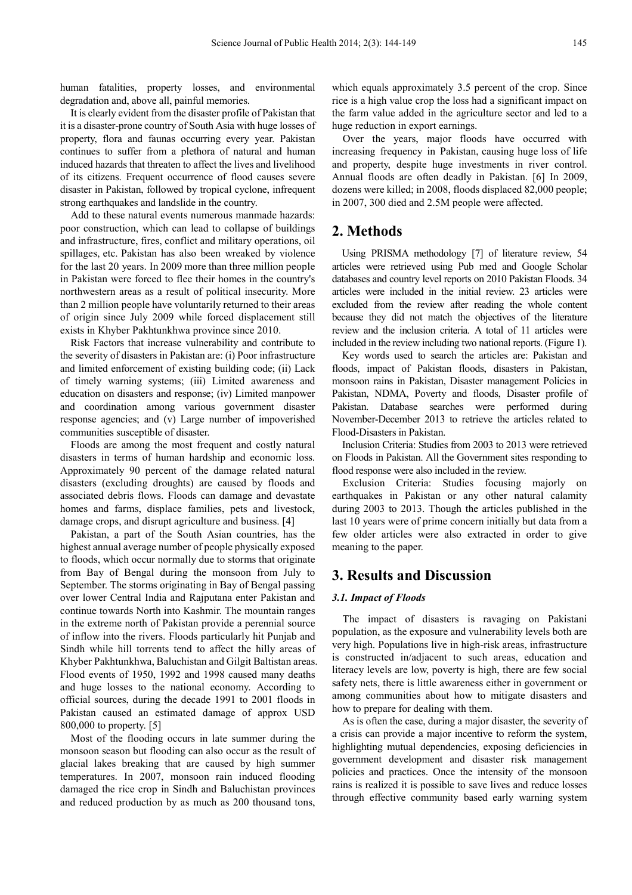human fatalities, property losses, and environmental degradation and, above all, painful memories.

It is clearly evident from the disaster profile of Pakistan that it is a disaster-prone country of South Asia with huge losses of property, flora and faunas occurring every year. Pakistan continues to suffer from a plethora of natural and human induced hazards that threaten to affect the lives and livelihood of its citizens. Frequent occurrence of flood causes severe disaster in Pakistan, followed by tropical cyclone, infrequent strong earthquakes and landslide in the country.

Add to these natural events numerous manmade hazards: poor construction, which can lead to collapse of buildings and infrastructure, fires, conflict and military operations, oil spillages, etc. Pakistan has also been wreaked by violence for the last 20 years. In 2009 more than three million people in Pakistan were forced to flee their homes in the country's northwestern areas as a result of political insecurity. More than 2 million people have voluntarily returned to their areas of origin since July 2009 while forced displacement still exists in Khyber Pakhtunkhwa province since 2010.

Risk Factors that increase vulnerability and contribute to the severity of disasters in Pakistan are: (i) Poor infrastructure and limited enforcement of existing building code; (ii) Lack of timely warning systems; (iii) Limited awareness and education on disasters and response; (iv) Limited manpower and coordination among various government disaster response agencies; and (v) Large number of impoverished communities susceptible of disaster.

Floods are among the most frequent and costly natural disasters in terms of human hardship and economic loss. Approximately 90 percent of the damage related natural disasters (excluding droughts) are caused by floods and associated debris flows. Floods can damage and devastate homes and farms, displace families, pets and livestock, damage crops, and disrupt agriculture and business. [4]

Pakistan, a part of the South Asian countries, has the highest annual average number of people physically exposed to floods, which occur normally due to storms that originate from Bay of Bengal during the monsoon from July to September. The storms originating in Bay of Bengal passing over lower Central India and Rajputana enter Pakistan and continue towards North into Kashmir. The mountain ranges in the extreme north of Pakistan provide a perennial source of inflow into the rivers. Floods particularly hit Punjab and Sindh while hill torrents tend to affect the hilly areas of Khyber Pakhtunkhwa, Baluchistan and Gilgit Baltistan areas. Flood events of 1950, 1992 and 1998 caused many deaths and huge losses to the national economy. According to official sources, during the decade 1991 to 2001 floods in Pakistan caused an estimated damage of approx USD 800,000 to property. [5]

Most of the flooding occurs in late summer during the monsoon season but flooding can also occur as the result of glacial lakes breaking that are caused by high summer temperatures. In 2007, monsoon rain induced flooding damaged the rice crop in Sindh and Baluchistan provinces and reduced production by as much as 200 thousand tons, which equals approximately 3.5 percent of the crop. Since rice is a high value crop the loss had a significant impact on the farm value added in the agriculture sector and led to a huge reduction in export earnings.

Over the years, major floods have occurred with increasing frequency in Pakistan, causing huge loss of life and property, despite huge investments in river control. Annual floods are often deadly in Pakistan. [6] In 2009, dozens were killed; in 2008, floods displaced 82,000 people; in 2007, 300 died and 2.5M people were affected.

## 2. Methods

Using PRISMA methodology [7] of literature review, 54 articles were retrieved using Pub med and Google Scholar databases and country level reports on 2010 Pakistan Floods. 34 articles were included in the initial review. 23 articles were excluded from the review after reading the whole content because they did not match the objectives of the literature review and the inclusion criteria. A total of 11 articles were included in the review including two national reports. (Figure 1).

Key words used to search the articles are: Pakistan and floods, impact of Pakistan floods, disasters in Pakistan, monsoon rains in Pakistan, Disaster management Policies in Pakistan, NDMA, Poverty and floods, Disaster profile of Pakistan. Database searches were performed during November-December 2013 to retrieve the articles related to Flood-Disasters in Pakistan.

Inclusion Criteria: Studies from 2003 to 2013 were retrieved on Floods in Pakistan. All the Government sites responding to flood response were also included in the review.

Exclusion Criteria: Studies focusing majorly on earthquakes in Pakistan or any other natural calamity during 2003 to 2013. Though the articles published in the last 10 years were of prime concern initially but data from a few older articles were also extracted in order to give meaning to the paper.

## 3. Results and Discussion

### *3.1. Impact of Floods*

The impact of disasters is ravaging on Pakistani population, as the exposure and vulnerability levels both are very high. Populations live in high-risk areas, infrastructure is constructed in/adjacent to such areas, education and literacy levels are low, poverty is high, there are few social safety nets, there is little awareness either in government or among communities about how to mitigate disasters and how to prepare for dealing with them.

As is often the case, during a major disaster, the severity of a crisis can provide a major incentive to reform the system, highlighting mutual dependencies, exposing deficiencies in government development and disaster risk management policies and practices. Once the intensity of the monsoon rains is realized it is possible to save lives and reduce losses through effective community based early warning system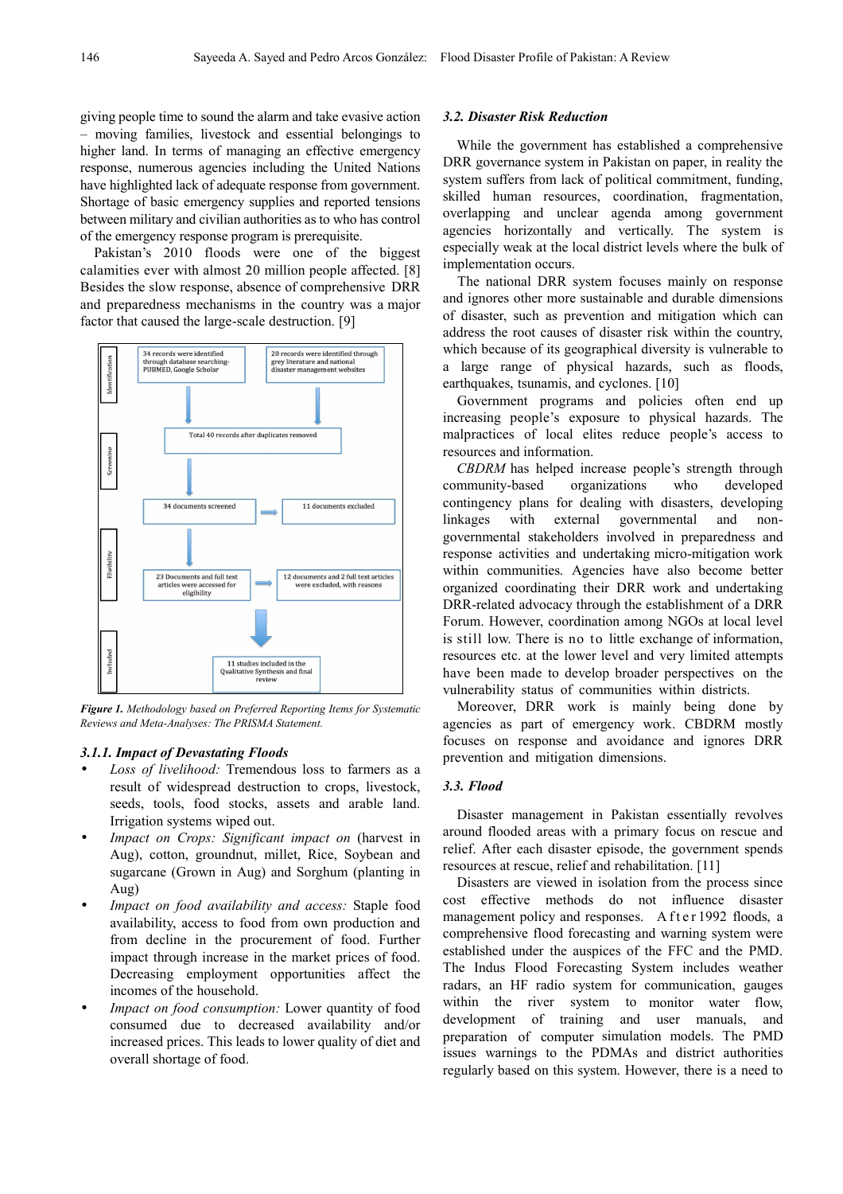giving people time to sound the alarm and take evasive action – moving families, livestock and essential belongings to higher land. In terms of managing an effective emergency response, numerous agencies including the United Nations have highlighted lack of adequate response from government. Shortage of basic emergency supplies and reported tensions between military and civilian authorities as to who has control of the emergency response program is prerequisite.

Pakistan's 2010 floods were one of the biggest calamities ever with almost 20 million people affected. [8] Besides the slow response, absence of comprehensive DRR and preparedness mechanisms in the country was a major factor that caused the large-scale destruction. [9]

Identification

34 records were identified through database searching- PUBMED, Google Scholar

20 records were identified through grey literature and national disaster management websites

Total 40 records after duplicates removed

Screening

34 documents screened

11 documents excluded

Eligibility

23 Documents and full text articles were accessed for eligibility

12 documents and 2 full text articles were excluded, with reasons

Included

11 studies included in the Qualitative Synthesis and final review

***Figure 1.*** *Methodology based on Preferred Reporting Items for Systematic Reviews and Meta-Analyses: The PRISMA Statement.*

#### *3.1.1. Impact of Devastating Floods*

- *Loss of livelihood:* Tremendous loss to farmers as a result of widespread destruction to crops, livestock, seeds, tools, food stocks, assets and arable land. Irrigation systems wiped out.
- *Impact on Crops: Significant impact on* (harvest in Aug), cotton, groundnut, millet, Rice, Soybean and sugarcane (Grown in Aug) and Sorghum (planting in Aug)
- *Impact on food availability and access:* Staple food availability, access to food from own production and from decline in the procurement of food. Further impact through increase in the market prices of food. Decreasing employment opportunities affect the incomes of the household.
- *Impact on food consumption:* Lower quantity of food consumed due to decreased availability and/or increased prices. This leads to lower quality of diet and overall shortage of food.

### *3.2. Disaster Risk Reduction*

While the government has established a comprehensive DRR governance system in Pakistan on paper, in reality the system suffers from lack of political commitment, funding, skilled human resources, coordination, fragmentation, overlapping and unclear agenda among government agencies horizontally and vertically. The system is especially weak at the local district levels where the bulk of implementation occurs.

The national DRR system focuses mainly on response and ignores other more sustainable and durable dimensions of disaster, such as prevention and mitigation which can address the root causes of disaster risk within the country, which because of its geographical diversity is vulnerable to a large range of physical hazards, such as floods, earthquakes, tsunamis, and cyclones. [10]

Government programs and policies often end up increasing people's exposure to physical hazards. The malpractices of local elites reduce people's access to resources and information.

*CBDRM* has helped increase people's strength through community-based organizations who developed contingency plans for dealing with disasters, developing linkages with external governmental and non-governmental stakeholders involved in preparedness and response activities and undertaking micro-mitigation work within communities. Agencies have also become better organized coordinating their DRR work and undertaking DRR-related advocacy through the establishment of a DRR Forum. However, coordination among NGOs at local level is still low. There is no to little exchange of information, resources etc. at the lower level and very limited attempts have been made to develop broader perspectives on the vulnerability status of communities within districts.

Moreover, DRR work is mainly being done by agencies as part of emergency work. CBDRM mostly focuses on response and avoidance and ignores DRR prevention and mitigation dimensions.

### *3.3. Flood*

Disaster management in Pakistan essentially revolves around flooded areas with a primary focus on rescue and relief. After each disaster episode, the government spends resources at rescue, relief and rehabilitation. [11]

Disasters are viewed in isolation from the process since cost effective methods do not influence disaster management policy and responses. After 1992 floods, a comprehensive flood forecasting and warning system were established under the auspices of the FFC and the PMD. The Indus Flood Forecasting System includes weather radars, an HF radio system for communication, gauges within the river system to monitor water flow, development of training and user manuals, and preparation of computer simulation models. The PMD issues warnings to the PDMAs and district authorities regularly based on this system. However, there is a need to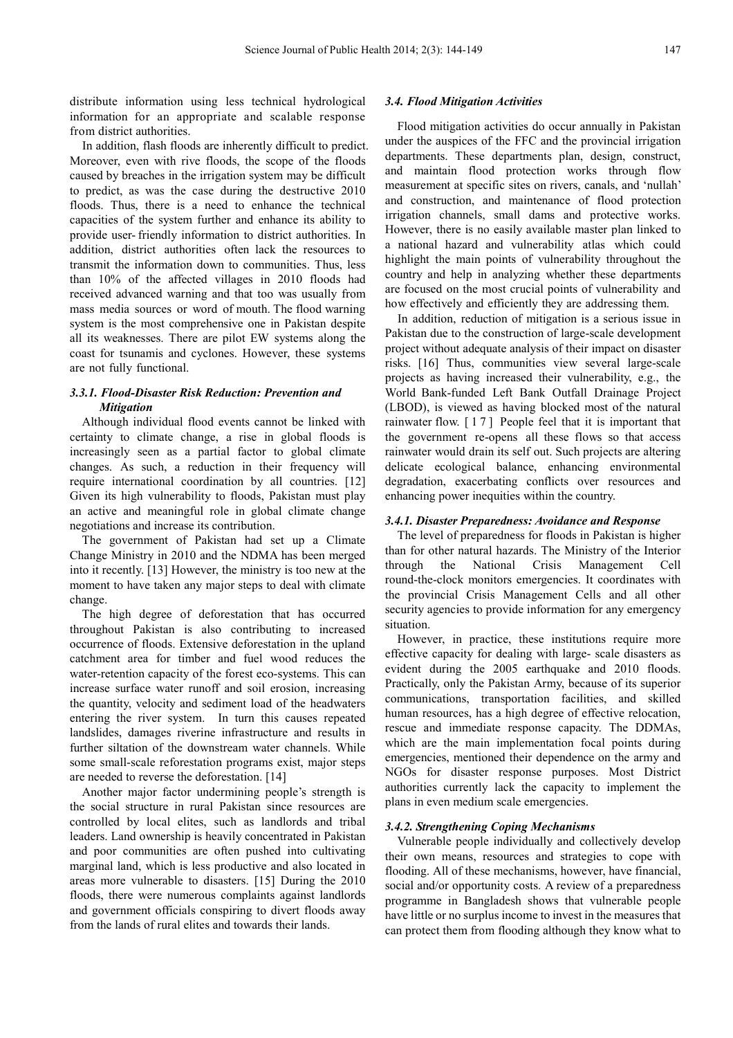distribute information using less technical hydrological information for an appropriate and scalable response from district authorities.

In addition, flash floods are inherently difficult to predict. Moreover, even with rive floods, the scope of the floods caused by breaches in the irrigation system may be difficult to predict, as was the case during the destructive 2010 floods. Thus, there is a need to enhance the technical capacities of the system further and enhance its ability to provide user- friendly information to district authorities. In addition, district authorities often lack the resources to transmit the information down to communities. Thus, less than 10% of the affected villages in 2010 floods had received advanced warning and that too was usually from mass media sources or word of mouth. The flood warning system is the most comprehensive one in Pakistan despite all its weaknesses. There are pilot EW systems along the coast for tsunamis and cyclones. However, these systems are not fully functional.

#### *3.3.1. Flood-Disaster Risk Reduction: Prevention and Mitigation*

Although individual flood events cannot be linked with certainty to climate change, a rise in global floods is increasingly seen as a partial factor to global climate changes. As such, a reduction in their frequency will require international coordination by all countries. [12] Given its high vulnerability to floods, Pakistan must play an active and meaningful role in global climate change negotiations and increase its contribution.

The government of Pakistan had set up a Climate Change Ministry in 2010 and the NDMA has been merged into it recently. [13] However, the ministry is too new at the moment to have taken any major steps to deal with climate change.

The high degree of deforestation that has occurred throughout Pakistan is also contributing to increased occurrence of floods. Extensive deforestation in the upland catchment area for timber and fuel wood reduces the water-retention capacity of the forest eco-systems. This can increase surface water runoff and soil erosion, increasing the quantity, velocity and sediment load of the headwaters entering the river system. In turn this causes repeated landslides, damages riverine infrastructure and results in further siltation of the downstream water channels. While some small-scale reforestation programs exist, major steps are needed to reverse the deforestation. [14]

Another major factor undermining people's strength is the social structure in rural Pakistan since resources are controlled by local elites, such as landlords and tribal leaders. Land ownership is heavily concentrated in Pakistan and poor communities are often pushed into cultivating marginal land, which is less productive and also located in areas more vulnerable to disasters. [15] During the 2010 floods, there were numerous complaints against landlords and government officials conspiring to divert floods away from the lands of rural elites and towards their lands.

### *3.4. Flood Mitigation Activities*

Flood mitigation activities do occur annually in Pakistan under the auspices of the FFC and the provincial irrigation departments. These departments plan, design, construct, and maintain flood protection works through flow measurement at specific sites on rivers, canals, and 'nullah' and construction, and maintenance of flood protection irrigation channels, small dams and protective works. However, there is no easily available master plan linked to a national hazard and vulnerability atlas which could highlight the main points of vulnerability throughout the country and help in analyzing whether these departments are focused on the most crucial points of vulnerability and how effectively and efficiently they are addressing them.

In addition, reduction of mitigation is a serious issue in Pakistan due to the construction of large-scale development project without adequate analysis of their impact on disaster risks. [16] Thus, communities view several large-scale projects as having increased their vulnerability, e.g., the World Bank-funded Left Bank Outfall Drainage Project (LBOD), is viewed as having blocked most of the natural rainwater flow. [17] People feel that it is important that the government re-opens all these flows so that access rainwater would drain its self out. Such projects are altering delicate ecological balance, enhancing environmental degradation, exacerbating conflicts over resources and enhancing power inequities within the country.

#### *3.4.1. Disaster Preparedness: Avoidance and Response*

The level of preparedness for floods in Pakistan is higher than for other natural hazards. The Ministry of the Interior through the National Crisis Management Cell round-the-clock monitors emergencies. It coordinates with the provincial Crisis Management Cells and all other security agencies to provide information for any emergency situation.

However, in practice, these institutions require more effective capacity for dealing with large- scale disasters as evident during the 2005 earthquake and 2010 floods. Practically, only the Pakistan Army, because of its superior communications, transportation facilities, and skilled human resources, has a high degree of effective relocation, rescue and immediate response capacity. The DDMAs, which are the main implementation focal points during emergencies, mentioned their dependence on the army and NGOs for disaster response purposes. Most District authorities currently lack the capacity to implement the plans in even medium scale emergencies.

#### *3.4.2. Strengthening Coping Mechanisms*

Vulnerable people individually and collectively develop their own means, resources and strategies to cope with flooding. All of these mechanisms, however, have financial, social and/or opportunity costs. A review of a preparedness programme in Bangladesh shows that vulnerable people have little or no surplus income to invest in the measures that can protect them from flooding although they know what to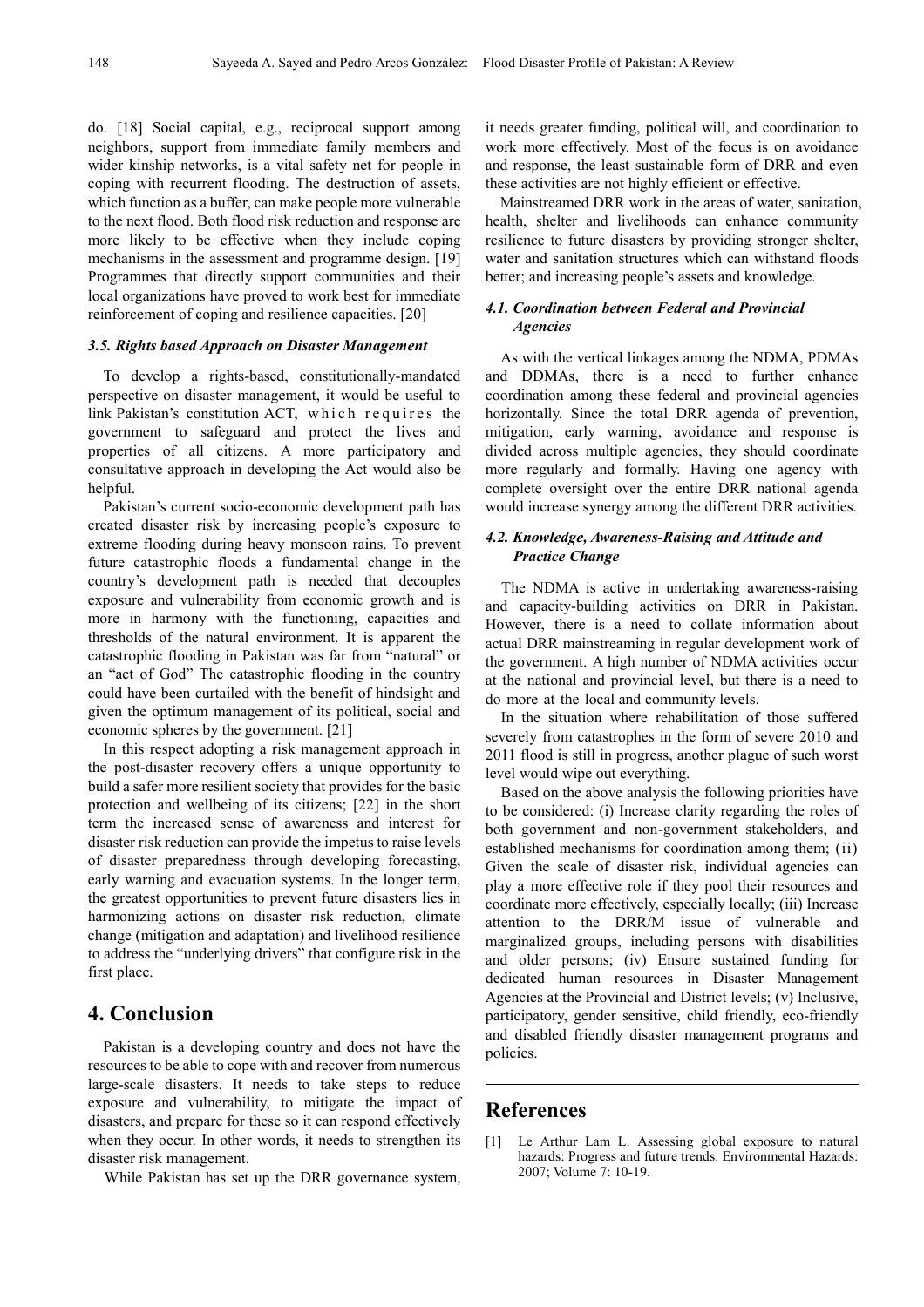do. [18] Social capital, e.g., reciprocal support among neighbors, support from immediate family members and wider kinship networks, is a vital safety net for people in coping with recurrent flooding. The destruction of assets, which function as a buffer, can make people more vulnerable to the next flood. Both flood risk reduction and response are more likely to be effective when they include coping mechanisms in the assessment and programme design. [19] Programmes that directly support communities and their local organizations have proved to work best for immediate reinforcement of coping and resilience capacities. [20]

### 3.5. Rights based Approach on Disaster Management

To develop a rights-based, constitutionally-mandated perspective on disaster management, it would be useful to link Pakistan's constitution ACT, which requires the government to safeguard and protect the lives and properties of all citizens. A more participatory and consultative approach in developing the Act would also be helpful.

Pakistan's current socio-economic development path has created disaster risk by increasing people's exposure to extreme flooding during heavy monsoon rains. To prevent future catastrophic floods a fundamental change in the country's development path is needed that decouples exposure and vulnerability from economic growth and is more in harmony with the functioning, capacities and thresholds of the natural environment. It is apparent the catastrophic flooding in Pakistan was far from "natural" or an "act of God" The catastrophic flooding in the country could have been curtailed with the benefit of hindsight and given the optimum management of its political, social and economic spheres by the government. [21]

In this respect adopting a risk management approach in the post-disaster recovery offers a unique opportunity to build a safer more resilient society that provides for the basic protection and wellbeing of its citizens; [22] in the short term the increased sense of awareness and interest for disaster risk reduction can provide the impetus to raise levels of disaster preparedness through developing forecasting, early warning and evacuation systems. In the longer term, the greatest opportunities to prevent future disasters lies in harmonizing actions on disaster risk reduction, climate change (mitigation and adaptation) and livelihood resilience to address the "underlying drivers" that configure risk in the first place.

## 4. Conclusion

Pakistan is a developing country and does not have the resources to be able to cope with and recover from numerous large-scale disasters. It needs to take steps to reduce exposure and vulnerability, to mitigate the impact of disasters, and prepare for these so it can respond effectively when they occur. In other words, it needs to strengthen its disaster risk management.

While Pakistan has set up the DRR governance system, it needs greater funding, political will, and coordination to work more effectively. Most of the focus is on avoidance and response, the least sustainable form of DRR and even these activities are not highly efficient or effective.

Mainstreamed DRR work in the areas of water, sanitation, health, shelter and livelihoods can enhance community resilience to future disasters by providing stronger shelter, water and sanitation structures which can withstand floods better; and increasing people's assets and knowledge.

### 4.1. Coordination between Federal and Provincial Agencies

As with the vertical linkages among the NDMA, PDMAs and DDMAs, there is a need to further enhance coordination among these federal and provincial agencies horizontally. Since the total DRR agenda of prevention, mitigation, early warning, avoidance and response is divided across multiple agencies, they should coordinate more regularly and formally. Having one agency with complete oversight over the entire DRR national agenda would increase synergy among the different DRR activities.

### 4.2. Knowledge, Awareness-Raising and Attitude and Practice Change

The NDMA is active in undertaking awareness-raising and capacity-building activities on DRR in Pakistan. However, there is a need to collate information about actual DRR mainstreaming in regular development work of the government. A high number of NDMA activities occur at the national and provincial level, but there is a need to do more at the local and community levels.

In the situation where rehabilitation of those suffered severely from catastrophes in the form of severe 2010 and 2011 flood is still in progress, another plague of such worst level would wipe out everything.

Based on the above analysis the following priorities have to be considered: (i) Increase clarity regarding the roles of both government and non-government stakeholders, and established mechanisms for coordination among them; (ii) Given the scale of disaster risk, individual agencies can play a more effective role if they pool their resources and coordinate more effectively, especially locally; (iii) Increase attention to the DRR/M issue of vulnerable and marginalized groups, including persons with disabilities and older persons; (iv) Ensure sustained funding for dedicated human resources in Disaster Management Agencies at the Provincial and District levels; (v) Inclusive, participatory, gender sensitive, child friendly, eco-friendly and disabled friendly disaster management programs and policies.

## References

[1] Le Arthur Lam L. Assessing global exposure to natural hazards: Progress and future trends. Environmental Hazards: 2007; Volume 7: 10-19.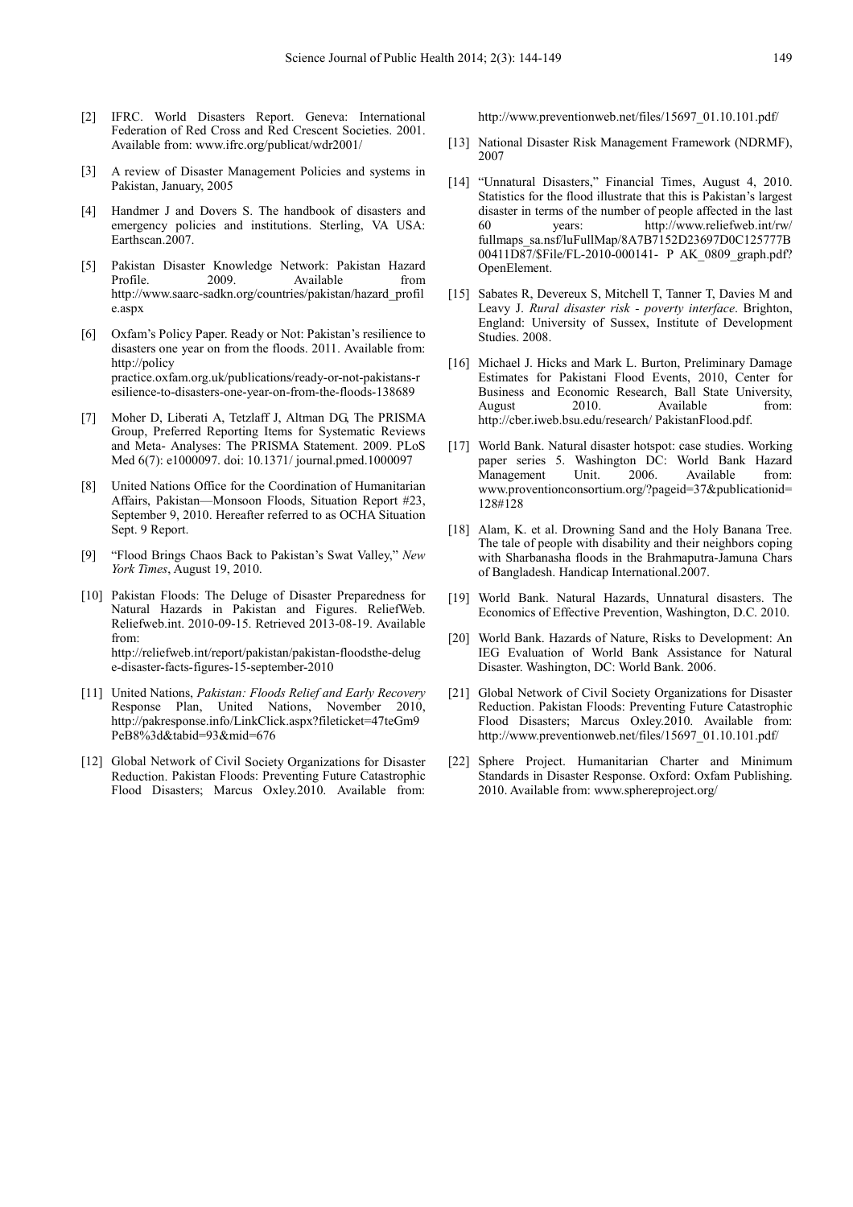[2] IFRC. World Disasters Report. Geneva: International Federation of Red Cross and Red Crescent Societies. 2001. Available from: www.ifrc.org/publicat/wdr2001/

[3] A review of Disaster Management Policies and systems in Pakistan, January, 2005

[4] Handmer J and Dovers S. The handbook of disasters and emergency policies and institutions. Sterling, VA USA: Earthscan.2007.

[5] Pakistan Disaster Knowledge Network: Pakistan Hazard Profile. 2009. Available from http://www.saarc-sadkn.org/countries/pakistan/hazard_profile.aspx

[6] Oxfam's Policy Paper. Ready or Not: Pakistan's resilience to disasters one year on from the floods. 2011. Available from: http://policy practice.oxfam.org.uk/publications/ready-or-not-pakistans-resilience-to-disasters-one-year-on-from-the-floods-138689

[7] Moher D, Liberati A, Tetzlaff J, Altman DG, The PRISMA Group, Preferred Reporting Items for Systematic Reviews and Meta- Analyses: The PRISMA Statement. 2009. PLoS Med 6(7): e1000097. doi: 10.1371/ journal.pmed.1000097

[8] United Nations Office for the Coordination of Humanitarian Affairs, Pakistan—Monsoon Floods, Situation Report #23, September 9, 2010. Hereafter referred to as OCHA Situation Sept. 9 Report.

[9] "Flood Brings Chaos Back to Pakistan's Swat Valley," *New York Times*, August 19, 2010.

[10] Pakistan Floods: The Deluge of Disaster Preparedness for Natural Hazards in Pakistan and Figures. ReliefWeb. Reliefweb.int. 2010-09-15. Retrieved 2013-08-19. Available from: http://reliefweb.int/report/pakistan/pakistan-floodsthe-deluge-disaster-facts-figures-15-september-2010

[11] United Nations, *Pakistan: Floods Relief and Early Recovery* Response Plan, United Nations, November 2010, http://pakresponse.info/LinkClick.aspx?fileticket=47teGm9PeB8%3d&tabid=93&mid=676

[12] Global Network of Civil Society Organizations for Disaster Reduction. Pakistan Floods: Preventing Future Catastrophic Flood Disasters; Marcus Oxley.2010. Available from: http://www.preventionweb.net/files/15697_01.10.101.pdf/

[13] National Disaster Risk Management Framework (NDRMF), 2007

[14] "Unnatural Disasters," Financial Times, August 4, 2010. Statistics for the flood illustrate that this is Pakistan's largest disaster in terms of the number of people affected in the last 60 years: http://www.reliefweb.int/rw/fullmaps_sa.nsf/luFullMap/8A7B7152D23697D0C125777B00411D87/$File/FL-2010-000141- P AK_0809_graph.pdf?OpenElement.

[15] Sabates R, Devereux S, Mitchell T, Tanner T, Davies M and Leavy J. *Rural disaster risk - poverty interface*. Brighton, England: University of Sussex, Institute of Development Studies. 2008.

[16] Michael J. Hicks and Mark L. Burton, Preliminary Damage Estimates for Pakistani Flood Events, 2010, Center for Business and Economic Research, Ball State University, August 2010. Available from: http://cber.iweb.bsu.edu/research/ PakistanFlood.pdf.

[17] World Bank. Natural disaster hotspot: case studies. Working paper series 5. Washington DC: World Bank Hazard Management Unit. 2006. Available from: www.proventionconsortium.org/?pageid=37&publicationid=128#128

[18] Alam, K. et al. Drowning Sand and the Holy Banana Tree. The tale of people with disability and their neighbors coping with Sharbanasha floods in the Brahmaputra-Jamuna Chars of Bangladesh. Handicap International.2007.

[19] World Bank. Natural Hazards, Unnatural disasters. The Economics of Effective Prevention, Washington, D.C. 2010.

[20] World Bank. Hazards of Nature, Risks to Development: An IEG Evaluation of World Bank Assistance for Natural Disaster. Washington, DC: World Bank. 2006.

[21] Global Network of Civil Society Organizations for Disaster Reduction. Pakistan Floods: Preventing Future Catastrophic Flood Disasters; Marcus Oxley.2010. Available from: http://www.preventionweb.net/files/15697_01.10.101.pdf/

[22] Sphere Project. Humanitarian Charter and Minimum Standards in Disaster Response. Oxford: Oxfam Publishing. 2010. Available from: www.sphereproject.org/